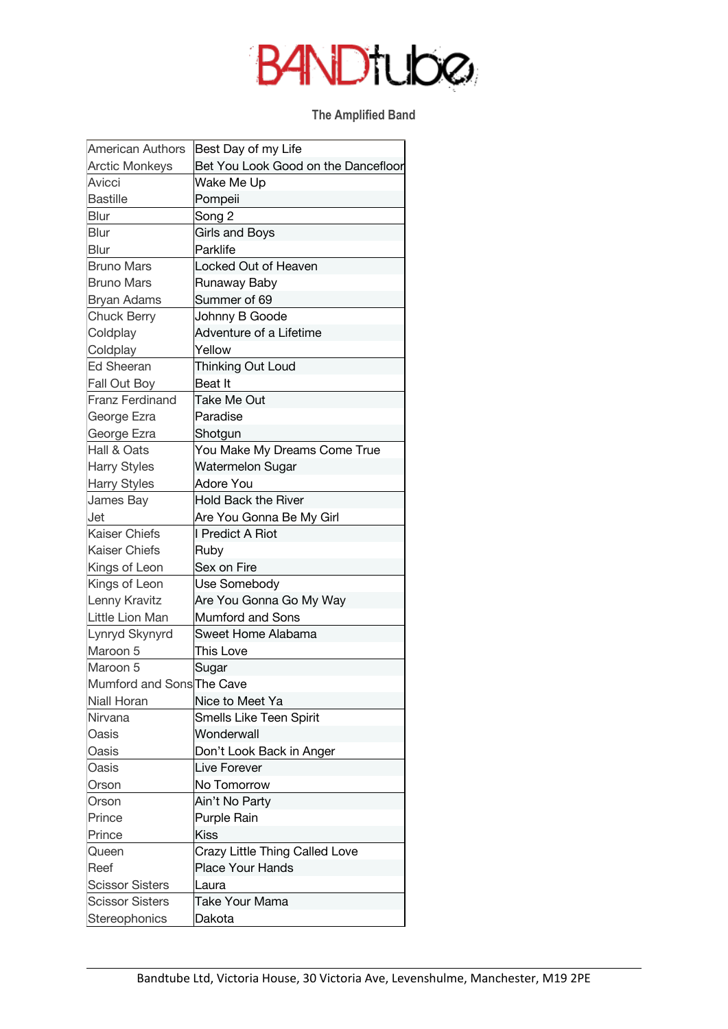# BANDtube

**The Amplified Band**

| | |
|---|---|
| American Authors | Best Day of my Life |
| Arctic Monkeys | Bet You Look Good on the Dancefloor |
| Avicci | Wake Me Up |
| Bastille | Pompeii |
| Blur | Song 2 |
| Blur | Girls and Boys |
| Blur | Parklife |
| Bruno Mars | Locked Out of Heaven |
| Bruno Mars | Runaway Baby |
| Bryan Adams | Summer of 69 |
| Chuck Berry | Johnny B Goode |
| Coldplay | Adventure of a Lifetime |
| Coldplay | Yellow |
| Ed Sheeran | Thinking Out Loud |
| Fall Out Boy | Beat It |
| Franz Ferdinand | Take Me Out |
| George Ezra | Paradise |
| George Ezra | Shotgun |
| Hall & Oats | You Make My Dreams Come True |
| Harry Styles | Watermelon Sugar |
| Harry Styles | Adore You |
| James Bay | Hold Back the River |
| Jet | Are You Gonna Be My Girl |
| Kaiser Chiefs | I Predict A Riot |
| Kaiser Chiefs | Ruby |
| Kings of Leon | Sex on Fire |
| Kings of Leon | Use Somebody |
| Lenny Kravitz | Are You Gonna Go My Way |
| Little Lion Man | Mumford and Sons |
| Lynryd Skynyrd | Sweet Home Alabama |
| Maroon 5 | This Love |
| Maroon 5 | Sugar |
| Mumford and Sons | The Cave |
| Niall Horan | Nice to Meet Ya |
| Nirvana | Smells Like Teen Spirit |
| Oasis | Wonderwall |
| Oasis | Don't Look Back in Anger |
| Oasis | Live Forever |
| Orson | No Tomorrow |
| Orson | Ain't No Party |
| Prince | Purple Rain |
| Prince | Kiss |
| Queen | Crazy Little Thing Called Love |
| Reef | Place Your Hands |
| Scissor Sisters | Laura |
| Scissor Sisters | Take Your Mama |
| Stereophonics | Dakota |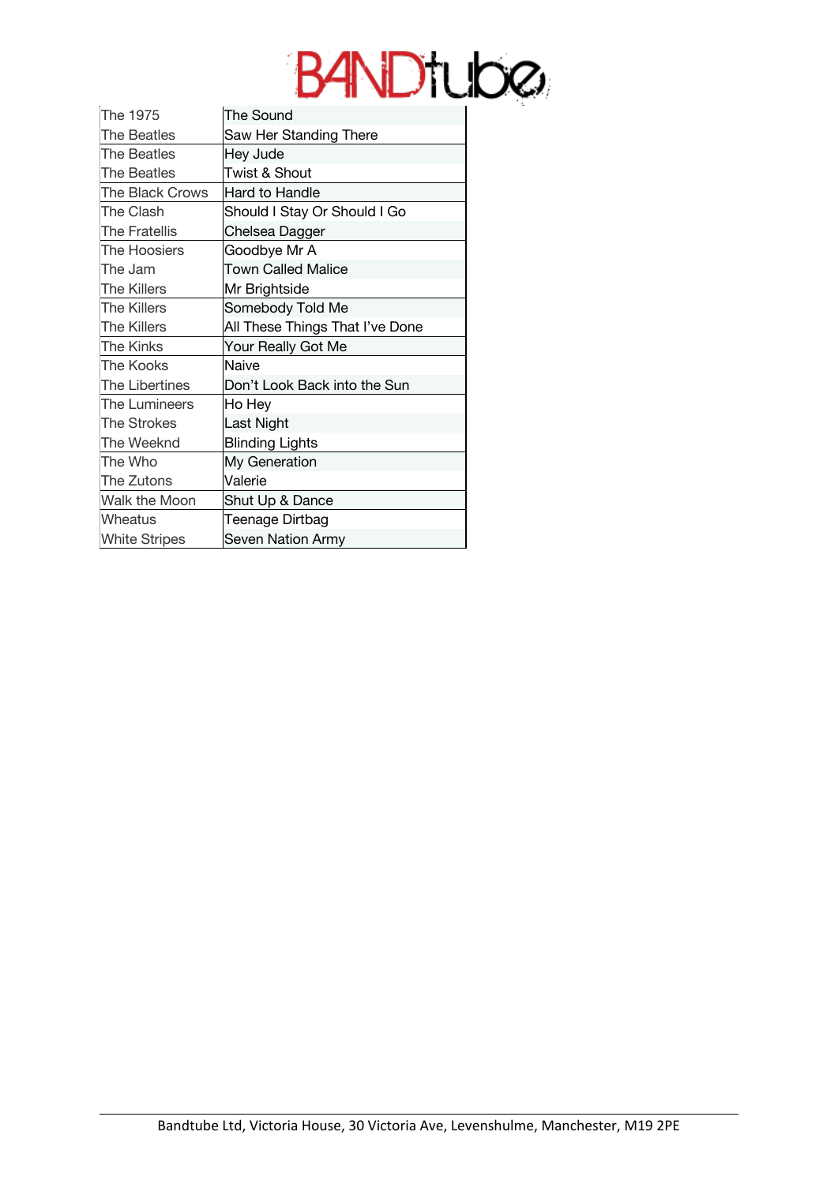BANDtube

| | |
|---|---|
| The 1975 | The Sound |
| The Beatles | Saw Her Standing There |
| The Beatles | Hey Jude |
| The Beatles | Twist & Shout |
| The Black Crows | Hard to Handle |
| The Clash | Should I Stay Or Should I Go |
| The Fratellis | Chelsea Dagger |
| The Hoosiers | Goodbye Mr A |
| The Jam | Town Called Malice |
| The Killers | Mr Brightside |
| The Killers | Somebody Told Me |
| The Killers | All These Things That I've Done |
| The Kinks | Your Really Got Me |
| The Kooks | Naive |
| The Libertines | Don't Look Back into the Sun |
| The Lumineers | Ho Hey |
| The Strokes | Last Night |
| The Weeknd | Blinding Lights |
| The Who | My Generation |
| The Zutons | Valerie |
| Walk the Moon | Shut Up & Dance |
| Wheatus | Teenage Dirtbag |
| White Stripes | Seven Nation Army |

Bandtube Ltd, Victoria House, 30 Victoria Ave, Levenshulme, Manchester, M19 2PE